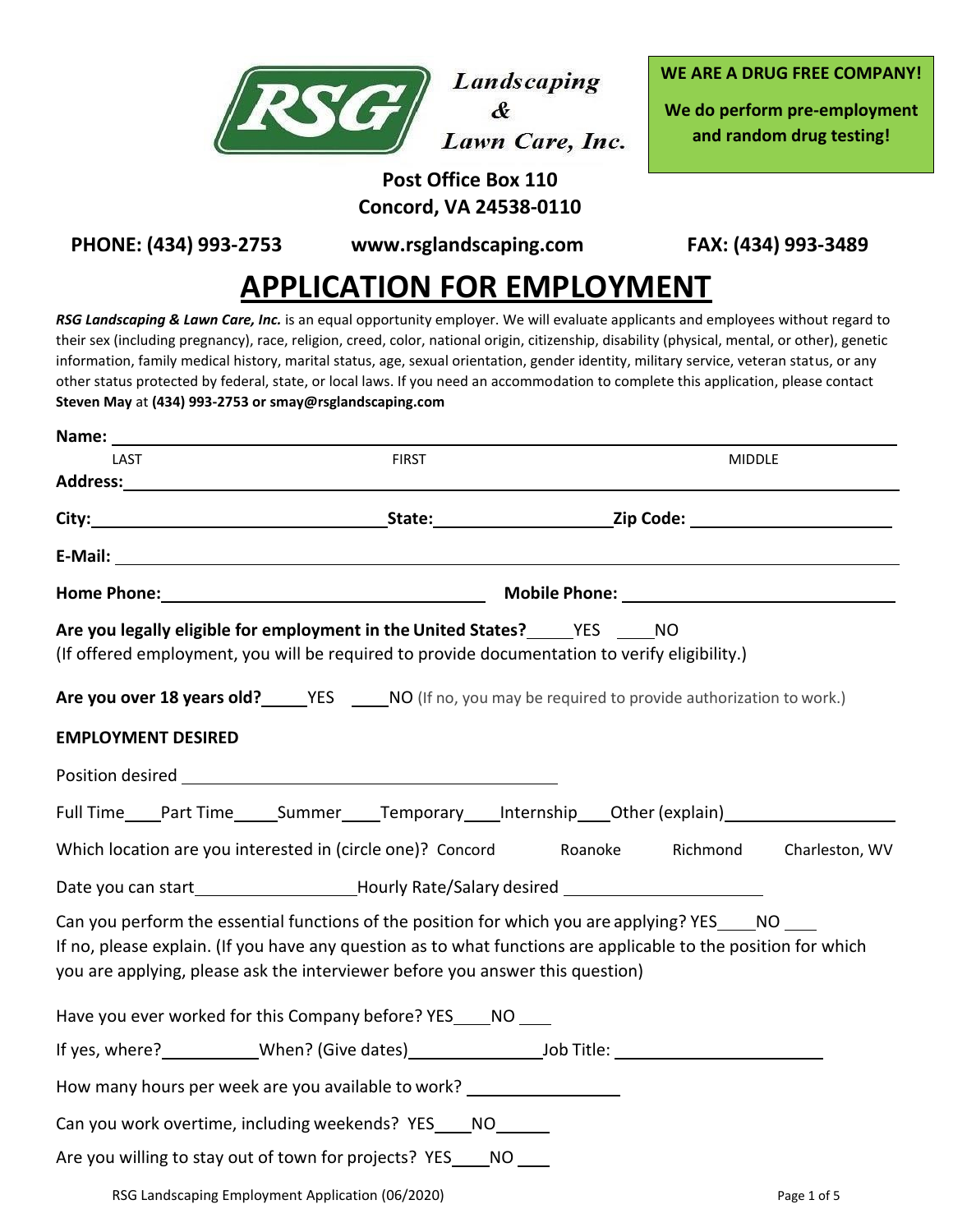**RSG Landscaping & Lawn Care, Inc.**

**WE ARE A DRUG FREE COMPANY!**

**We do perform pre-employment and random drug testing!**

**Post Office Box 110**
**Concord, VA 24538-0110**

**PHONE: (434) 993-2753** **www.rsglandscaping.com** **FAX: (434) 993-3489**

# APPLICATION FOR EMPLOYMENT

***RSG Landscaping & Lawn Care, Inc.*** is an equal opportunity employer. We will evaluate applicants and employees without regard to their sex (including pregnancy), race, religion, creed, color, national origin, citizenship, disability (physical, mental, or other), genetic information, family medical history, marital status, age, sexual orientation, gender identity, military service, veteran status, or any other status protected by federal, state, or local laws. If you need an accommodation to complete this application, please contact **Steven May** at **(434) 993-2753 or smay@rsglandscaping.com**

**Name:** ____________________________________________
LAST FIRST MIDDLE

**Address:** ____________________________________________

**City:** ______________ **State:** ______________ **Zip Code:** ______________

**E-Mail:** ____________________________________________

**Home Phone:** ______________ **Mobile Phone:** ______________

**Are you legally eligible for employment in the United States?** _____YES _____NO
(If offered employment, you will be required to provide documentation to verify eligibility.)

**Are you over 18 years old?** _____YES _____NO (If no, you may be required to provide authorization to work.)

**EMPLOYMENT DESIRED**

Position desired ______________________________

Full Time____Part Time_____Summer____Temporary____Internship___Other (explain)__________________

Which location are you interested in (circle one)? Concord Roanoke Richmond Charleston, WV

Date you can start__________________Hourly Rate/Salary desired ______________________

Can you perform the essential functions of the position for which you are applying? YES____NO ____
If no, please explain. (If you have any question as to what functions are applicable to the position for which you are applying, please ask the interviewer before you answer this question)

Have you ever worked for this Company before? YES____NO ____

If yes, where?__________When? (Give dates)______________Job Title: ______________________

How many hours per week are you available to work? ________________

Can you work overtime, including weekends? YES____NO______

Are you willing to stay out of town for projects? YES____NO ____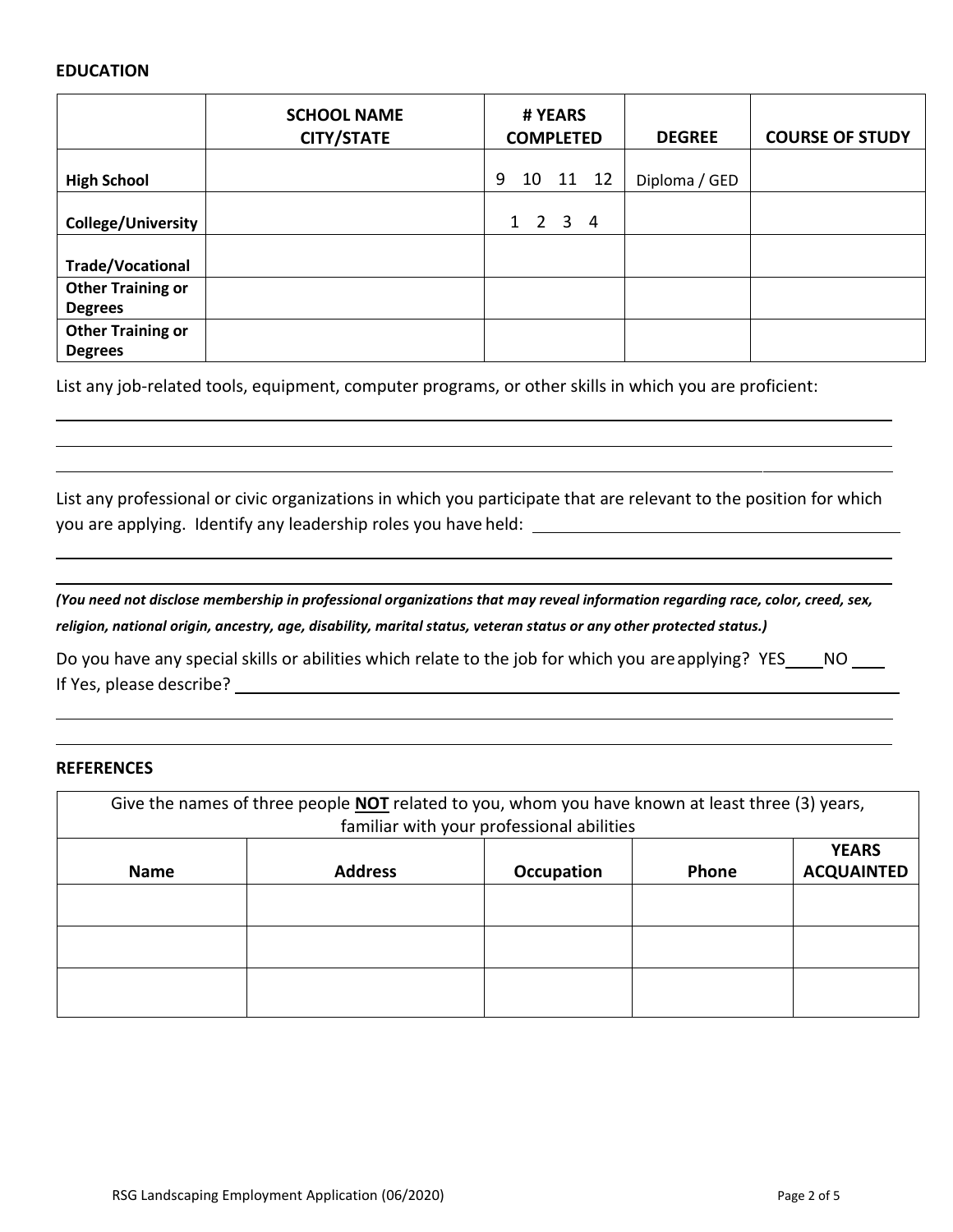## EDUCATION

| | SCHOOL NAME CITY/STATE | # YEARS COMPLETED | DEGREE | COURSE OF STUDY |
|---|---|---|---|---|
| **High School** | | 9 10 11 12 | Diploma / GED | |
| **College/University** | | 1 2 3 4 | | |
| **Trade/Vocational** | | | | |
| **Other Training or Degrees** | | | | |
| **Other Training or Degrees** | | | | |

List any job-related tools, equipment, computer programs, or other skills in which you are proficient:

______________________________________________________________________________

______________________________________________________________________________

______________________________________________________________________________

List any professional or civic organizations in which you participate that are relevant to the position for which you are applying. Identify any leadership roles you have held: ______________________________

______________________________________________________________________________

______________________________________________________________________________

***(You need not disclose membership in professional organizations that may reveal information regarding race, color, creed, sex, religion, national origin, ancestry, age, disability, marital status, veteran status or any other protected status.)***

Do you have any special skills or abilities which relate to the job for which you are applying? YES____ NO ____
If Yes, please describe? ______________________________________________________________

______________________________________________________________________________

______________________________________________________________________________

## REFERENCES

| Give the names of three people **NOT** related to you, whom you have known at least three (3) years, familiar with your professional abilities | | | | |
|---|---|---|---|---|
| **Name** | **Address** | **Occupation** | **Phone** | **YEARS ACQUAINTED** |
| | | | | |
| | | | | |
| | | | | |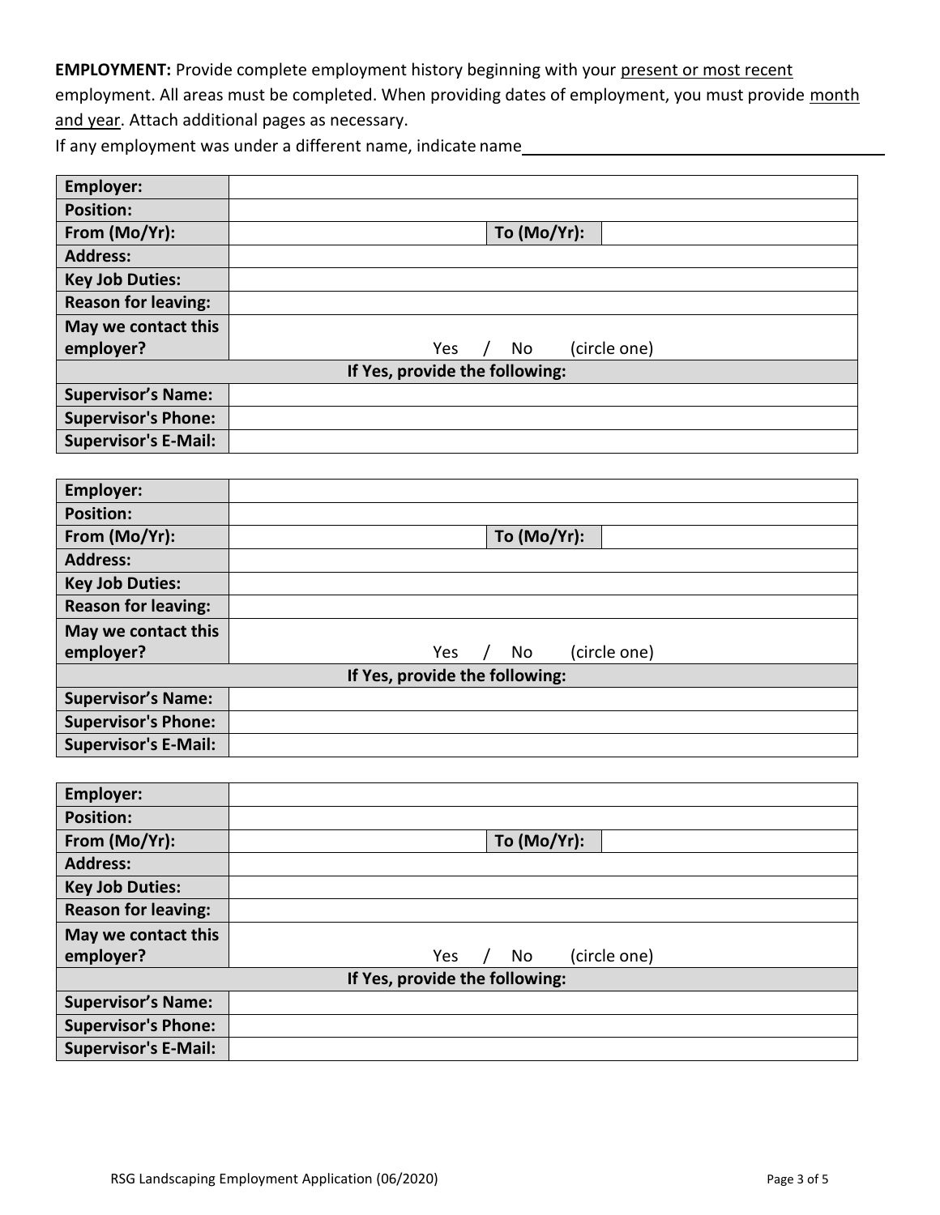**EMPLOYMENT:** Provide complete employment history beginning with your present or most recent employment. All areas must be completed. When providing dates of employment, you must provide month and year. Attach additional pages as necessary.

If any employment was under a different name, indicate name ________________________________

| **Employer:** | | | |
|---|---|---|---|
| **Position:** | | | |
| **From (Mo/Yr):** | | **To (Mo/Yr):** | |
| **Address:** | | | |
| **Key Job Duties:** | | | |
| **Reason for leaving:** | | | |
| **May we contact this employer?** | Yes / No (circle one) | | |
| **If Yes, provide the following:** | | | |
| **Supervisor's Name:** | | | |
| **Supervisor's Phone:** | | | |
| **Supervisor's E-Mail:** | | | |

| **Employer:** | | | |
|---|---|---|---|
| **Position:** | | | |
| **From (Mo/Yr):** | | **To (Mo/Yr):** | |
| **Address:** | | | |
| **Key Job Duties:** | | | |
| **Reason for leaving:** | | | |
| **May we contact this employer?** | Yes / No (circle one) | | |
| **If Yes, provide the following:** | | | |
| **Supervisor's Name:** | | | |
| **Supervisor's Phone:** | | | |
| **Supervisor's E-Mail:** | | | |

| **Employer:** | | | |
|---|---|---|---|
| **Position:** | | | |
| **From (Mo/Yr):** | | **To (Mo/Yr):** | |
| **Address:** | | | |
| **Key Job Duties:** | | | |
| **Reason for leaving:** | | | |
| **May we contact this employer?** | Yes / No (circle one) | | |
| **If Yes, provide the following:** | | | |
| **Supervisor's Name:** | | | |
| **Supervisor's Phone:** | | | |
| **Supervisor's E-Mail:** | | | |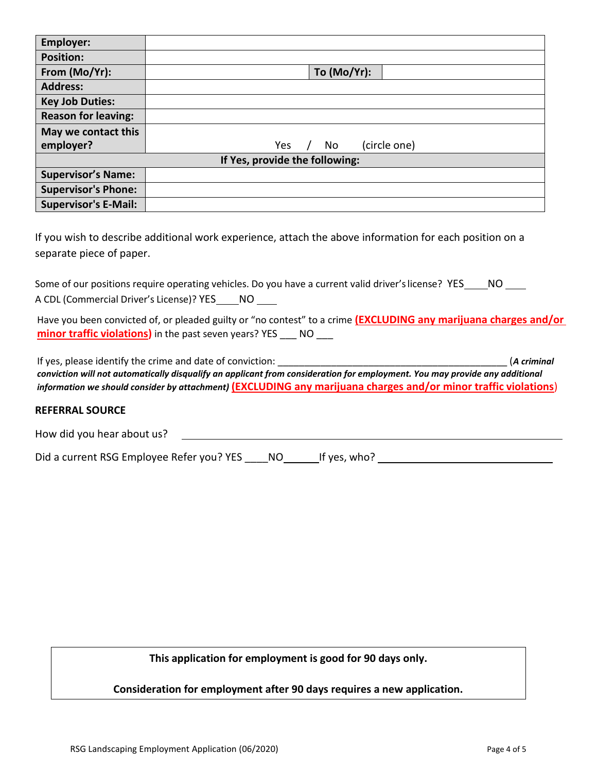| | | | |
|---|---|---|---|
| **Employer:** | | | |
| **Position:** | | | |
| **From (Mo/Yr):** | | **To (Mo/Yr):** | |
| **Address:** | | | |
| **Key Job Duties:** | | | |
| **Reason for leaving:** | | | |
| **May we contact this employer?** | Yes / No (circle one) | | |
| **If Yes, provide the following:** | | | |
| **Supervisor's Name:** | | | |
| **Supervisor's Phone:** | | | |
| **Supervisor's E-Mail:** | | | |

If you wish to describe additional work experience, attach the above information for each position on a separate piece of paper.

Some of our positions require operating vehicles. Do you have a current valid driver's license? YES____NO ____
A CDL (Commercial Driver's License)? YES____NO ____

Have you been convicted of, or pleaded guilty or "no contest" to a crime **(EXCLUDING any marijuana charges and/or minor traffic violations)** in the past seven years? YES ___ NO ___

If yes, please identify the crime and date of conviction: ___________________________________________ (***A criminal conviction will not automatically disqualify an applicant from consideration for employment. You may provide any additional information we should consider by attachment)*** **(EXCLUDING any marijuana charges and/or minor traffic violations)**

### REFERRAL SOURCE

How did you hear about us? ____________________________________________

Did a current RSG Employee Refer you? YES ____NO______If yes, who? ______________________________

**This application for employment is good for 90 days only.**

**Consideration for employment after 90 days requires a new application.**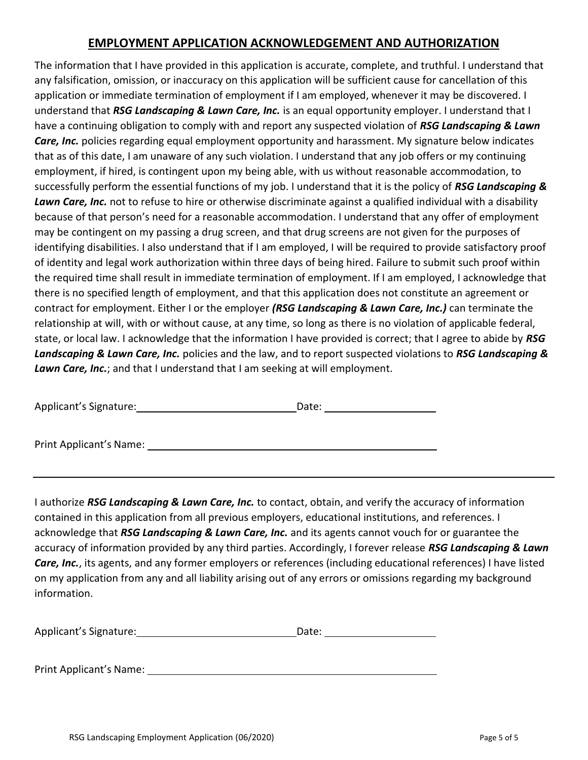## EMPLOYMENT APPLICATION ACKNOWLEDGEMENT AND AUTHORIZATION

The information that I have provided in this application is accurate, complete, and truthful. I understand that any falsification, omission, or inaccuracy on this application will be sufficient cause for cancellation of this application or immediate termination of employment if I am employed, whenever it may be discovered. I understand that ***RSG Landscaping & Lawn Care, Inc.*** is an equal opportunity employer. I understand that I have a continuing obligation to comply with and report any suspected violation of ***RSG Landscaping & Lawn Care, Inc.*** policies regarding equal employment opportunity and harassment. My signature below indicates that as of this date, I am unaware of any such violation. I understand that any job offers or my continuing employment, if hired, is contingent upon my being able, with us without reasonable accommodation, to successfully perform the essential functions of my job. I understand that it is the policy of ***RSG Landscaping & Lawn Care, Inc.*** not to refuse to hire or otherwise discriminate against a qualified individual with a disability because of that person's need for a reasonable accommodation. I understand that any offer of employment may be contingent on my passing a drug screen, and that drug screens are not given for the purposes of identifying disabilities. I also understand that if I am employed, I will be required to provide satisfactory proof of identity and legal work authorization within three days of being hired. Failure to submit such proof within the required time shall result in immediate termination of employment. If I am employed, I acknowledge that there is no specified length of employment, and that this application does not constitute an agreement or contract for employment. Either I or the employer ***(RSG Landscaping & Lawn Care, Inc.)*** can terminate the relationship at will, with or without cause, at any time, so long as there is no violation of applicable federal, state, or local law. I acknowledge that the information I have provided is correct; that I agree to abide by ***RSG Landscaping & Lawn Care, Inc.*** policies and the law, and to report suspected violations to ***RSG Landscaping & Lawn Care, Inc.***; and that I understand that I am seeking at will employment.

Applicant's Signature: ____________________________ Date: ____________________

Print Applicant's Name: ____________________________________________________

---

I authorize ***RSG Landscaping & Lawn Care, Inc.*** to contact, obtain, and verify the accuracy of information contained in this application from all previous employers, educational institutions, and references. I acknowledge that ***RSG Landscaping & Lawn Care, Inc.*** and its agents cannot vouch for or guarantee the accuracy of information provided by any third parties. Accordingly, I forever release ***RSG Landscaping & Lawn Care, Inc.***, its agents, and any former employers or references (including educational references) I have listed on my application from any and all liability arising out of any errors or omissions regarding my background information.

Applicant's Signature: ____________________________ Date: ____________________

Print Applicant's Name: ____________________________________________________